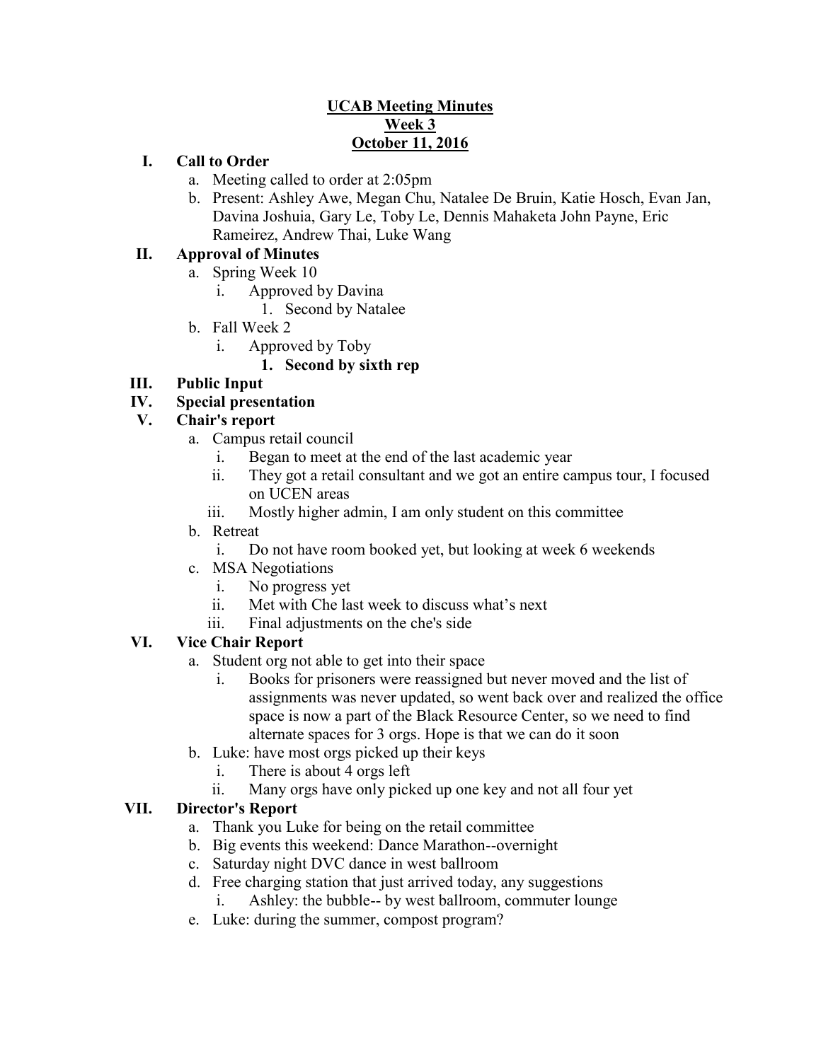# UCAB Meeting Minutes
## Week 3
## October 11, 2016

I. **Call to Order**
   a. Meeting called to order at 2:05pm
   b. Present: Ashley Awe, Megan Chu, Natalee De Bruin, Katie Hosch, Evan Jan, Davina Joshuia, Gary Le, Toby Le, Dennis Mahaketa John Payne, Eric Rameirez, Andrew Thai, Luke Wang

II. **Approval of Minutes**
   a. Spring Week 10
      i. Approved by Davina
         1. Second by Natalee
   b. Fall Week 2
      i. Approved by Toby
         1. **Second by sixth rep**

III. **Public Input**

IV. **Special presentation**

V. **Chair's report**
   a. Campus retail council
      i. Began to meet at the end of the last academic year
      ii. They got a retail consultant and we got an entire campus tour, I focused on UCEN areas
      iii. Mostly higher admin, I am only student on this committee
   b. Retreat
      i. Do not have room booked yet, but looking at week 6 weekends
   c. MSA Negotiations
      i. No progress yet
      ii. Met with Che last week to discuss what's next
      iii. Final adjustments on the che's side

VI. **Vice Chair Report**
   a. Student org not able to get into their space
      i. Books for prisoners were reassigned but never moved and the list of assignments was never updated, so went back over and realized the office space is now a part of the Black Resource Center, so we need to find alternate spaces for 3 orgs. Hope is that we can do it soon
   b. Luke: have most orgs picked up their keys
      i. There is about 4 orgs left
      ii. Many orgs have only picked up one key and not all four yet

VII. **Director's Report**
   a. Thank you Luke for being on the retail committee
   b. Big events this weekend: Dance Marathon--overnight
   c. Saturday night DVC dance in west ballroom
   d. Free charging station that just arrived today, any suggestions
      i. Ashley: the bubble-- by west ballroom, commuter lounge
   e. Luke: during the summer, compost program?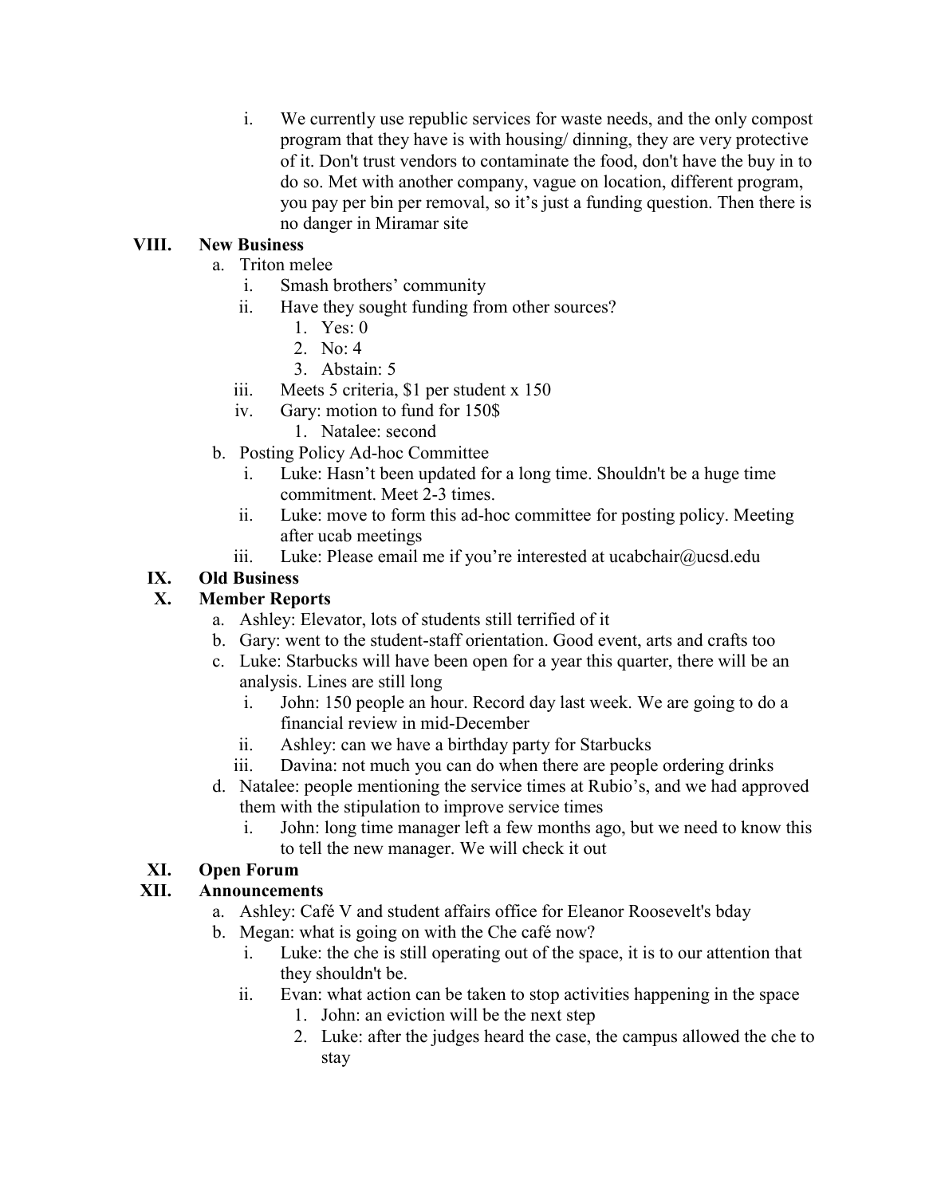i. We currently use republic services for waste needs, and the only compost program that they have is with housing/ dinning, they are very protective of it. Don't trust vendors to contaminate the food, don't have the buy in to do so. Met with another company, vague on location, different program, you pay per bin per removal, so it's just a funding question. Then there is no danger in Miramar site

**VIII. New Business**

a. Triton melee
   i. Smash brothers' community
   ii. Have they sought funding from other sources?
      1. Yes: 0
      2. No: 4
      3. Abstain: 5
   iii. Meets 5 criteria, $1 per student x 150
   iv. Gary: motion to fund for 150$
      1. Natalee: second

b. Posting Policy Ad-hoc Committee
   i. Luke: Hasn't been updated for a long time. Shouldn't be a huge time commitment. Meet 2-3 times.
   ii. Luke: move to form this ad-hoc committee for posting policy. Meeting after ucab meetings
   iii. Luke: Please email me if you're interested at ucabchair@ucsd.edu

**IX. Old Business**

**X. Member Reports**

a. Ashley: Elevator, lots of students still terrified of it

b. Gary: went to the student-staff orientation. Good event, arts and crafts too

c. Luke: Starbucks will have been open for a year this quarter, there will be an analysis. Lines are still long
   i. John: 150 people an hour. Record day last week. We are going to do a financial review in mid-December
   ii. Ashley: can we have a birthday party for Starbucks
   iii. Davina: not much you can do when there are people ordering drinks

d. Natalee: people mentioning the service times at Rubio's, and we had approved them with the stipulation to improve service times
   i. John: long time manager left a few months ago, but we need to know this to tell the new manager. We will check it out

**XI. Open Forum**

**XII. Announcements**

a. Ashley: Café V and student affairs office for Eleanor Roosevelt's bday

b. Megan: what is going on with the Che café now?
   i. Luke: the che is still operating out of the space, it is to our attention that they shouldn't be.
   ii. Evan: what action can be taken to stop activities happening in the space
      1. John: an eviction will be the next step
      2. Luke: after the judges heard the case, the campus allowed the che to stay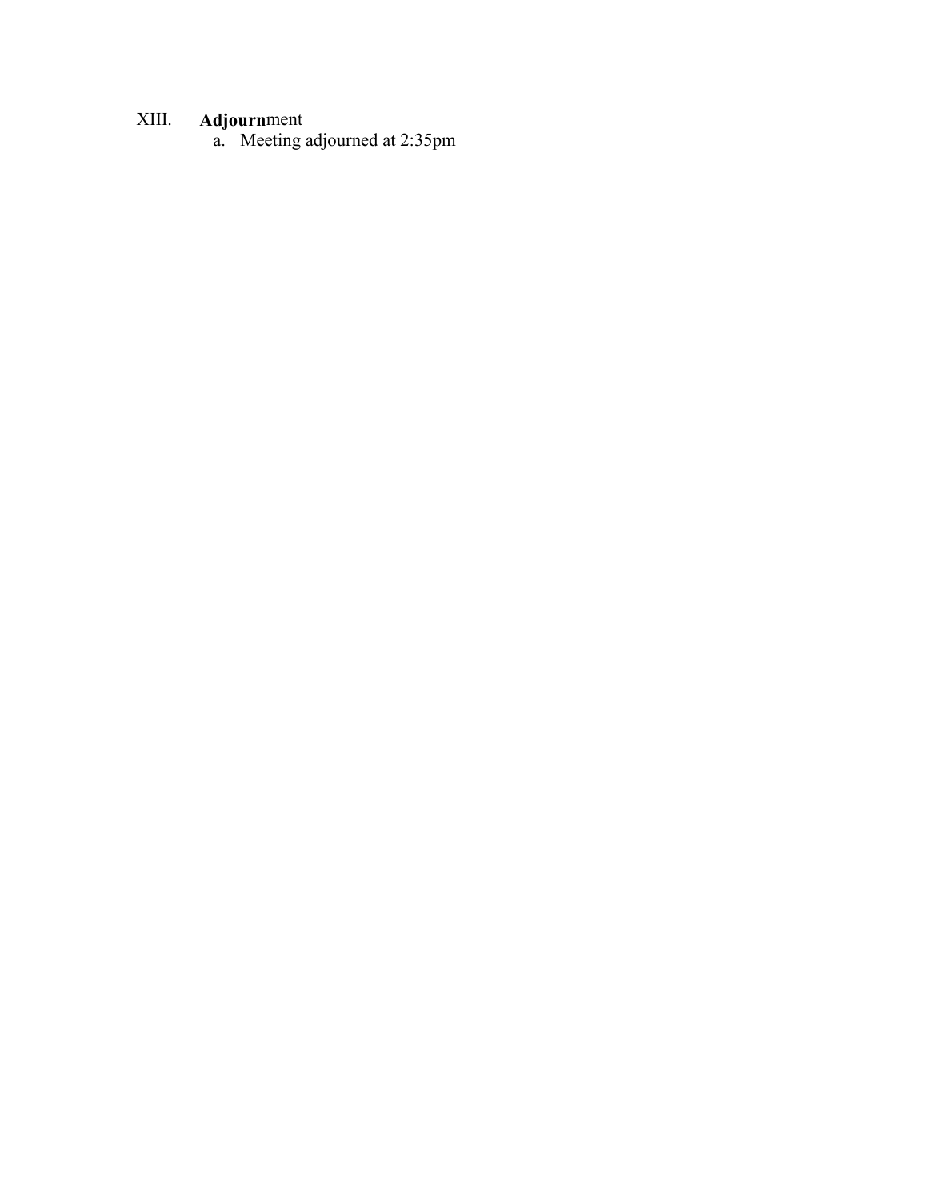XIII. **Adjourn**ment

a. Meeting adjourned at 2:35pm